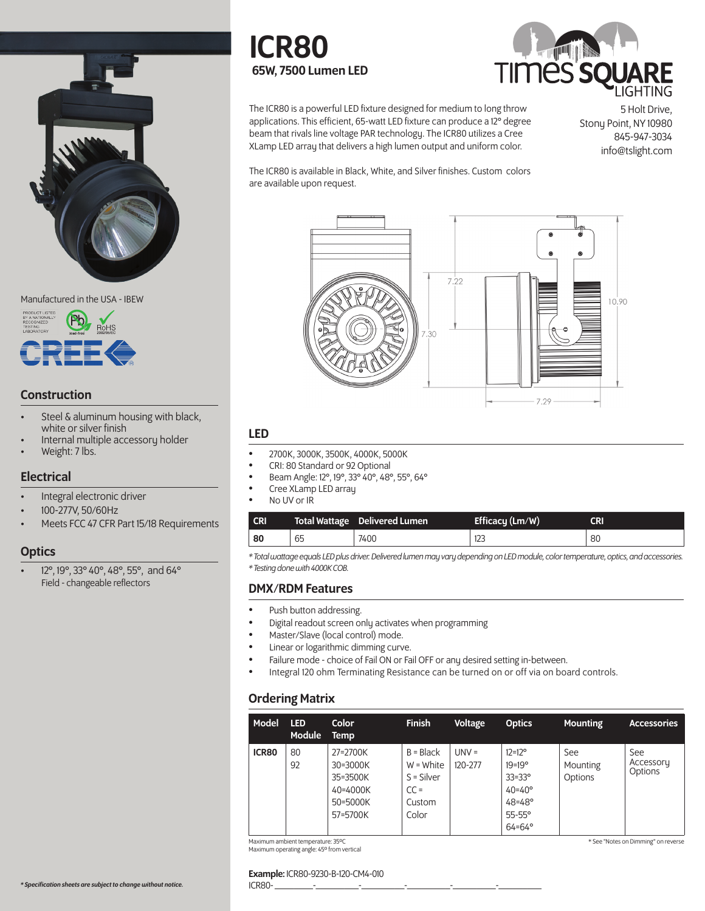# ICR80

**65W, 7500 Lumen LED**

TIMES SQUARE LIGHTING

5 Holt Drive,
Stony Point, NY 10980
845-947-3034
info@tslight.com

The ICR80 is a powerful LED fixture designed for medium to long throw applications. This efficient, 65-watt LED fixture can produce a 12° degree beam that rivals line voltage PAR technology. The ICR80 utilizes a Cree XLamp LED array that delivers a high lumen output and uniform color.

The ICR80 is available in Black, White, and Silver finishes. Custom colors are available upon request.

7.22
7.30
10.90
7.29

Manufactured in the USA - IBEW

PRODUCT LISTED BY A NATIONALLY RECOGNIZED TESTING LABORATORY

Pb lead-free

RoHS 2002/95/EC

CREE

## Construction

- Steel & aluminum housing with black, white or silver finish
- Internal multiple accessory holder
- Weight: 7 lbs.

## Electrical

- Integral electronic driver
- 100-277V, 50/60Hz
- Meets FCC 47 CFR Part 15/18 Requirements

## Optics

- 12°, 19°, 33° 40°, 48°, 55°, and 64° Field - changeable reflectors

## LED

- 2700K, 3000K, 3500K, 4000K, 5000K
- CRI: 80 Standard or 92 Optional
- Beam Angle: 12°, 19°, 33° 40°, 48°, 55°, 64°
- Cree XLamp LED array
- No UV or IR

| CRI | Total Wattage | Delivered Lumen | Efficacy (Lm/W) | CRI |
|---|---|---|---|---|
| **80** | 65 | 7400 | 123 | 80 |

*\* Total wattage equals LED plus driver. Delivered lumen may vary depending on LED module, color temperature, optics, and accessories.*
*\* Testing done with 4000K COB.*

## DMX/RDM Features

- Push button addressing.
- Digital readout screen only activates when programming
- Master/Slave (local control) mode.
- Linear or logarithmic dimming curve.
- Failure mode - choice of Fail ON or Fail OFF or any desired setting in-between.
- Integral 120 ohm Terminating Resistance can be turned on or off via on board controls.

## Ordering Matrix

| Model | LED Module | Color Temp | Finish | Voltage | Optics | Mounting | Accessories |
|---|---|---|---|---|---|---|---|
| **ICR80** | 80<br>92 | 27=2700K<br>30=3000K<br>35=3500K<br>40=4000K<br>50=5000K<br>57=5700K | B = Black<br>W = White<br>S = Silver<br>CC = Custom Color | UNV = 120-277 | 12=12°<br>19=19°<br>33=33°<br>40=40°<br>48=48°<br>55-55°<br>64=64° | See Mounting Options | See Accessory Options |

Maximum ambient temperature: 35ºC
Maximum operating angle: 45º from vertical

\* See "Notes on Dimming" on reverse

**Example:** ICR80-9230-B-120-CM4-010

ICR80- ________-________-________-________-________-________

*\* Specification sheets are subject to change without notice.*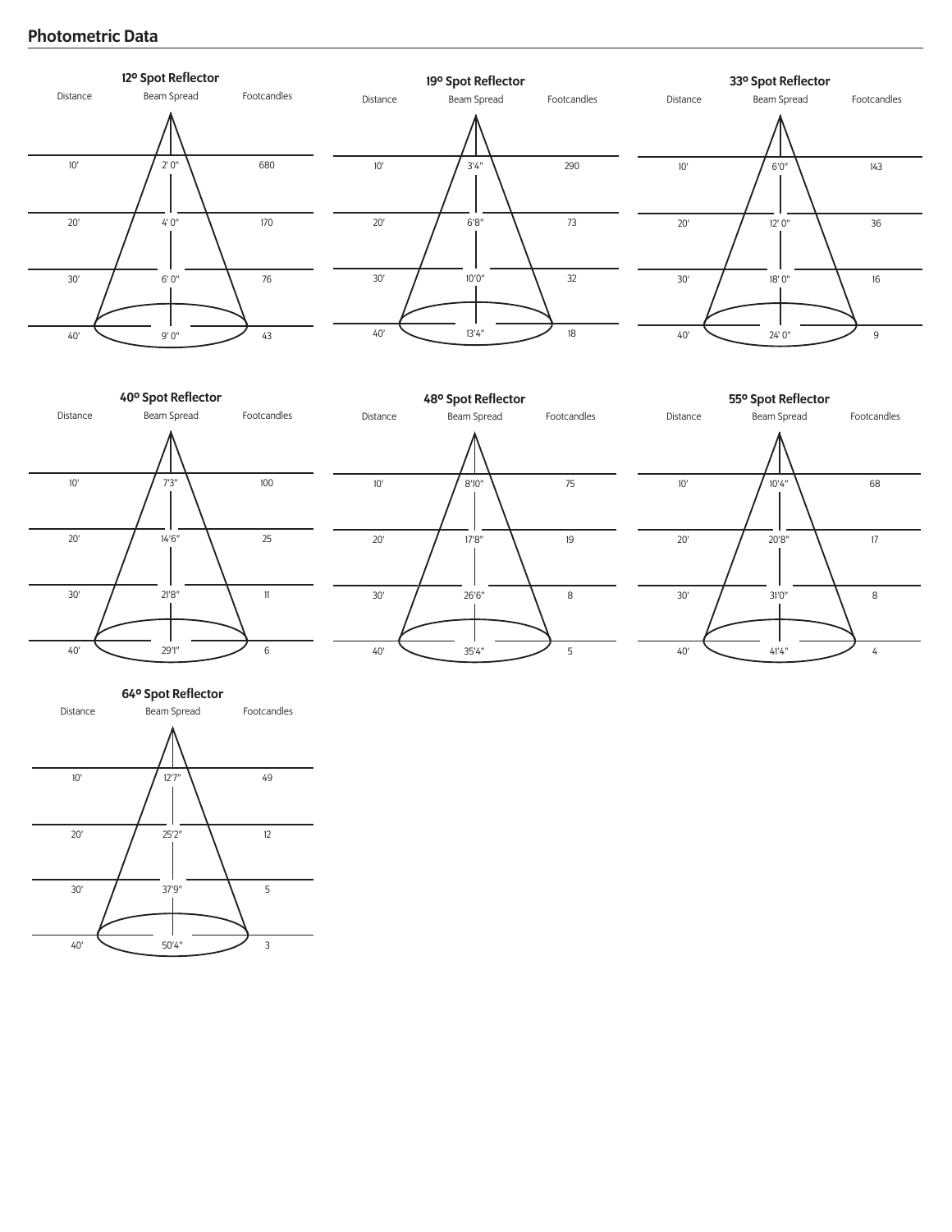## Photometric Data

### 12º Spot Reflector

| Distance | Beam Spread | Footcandles |
|---|---|---|
| 10' | 2' 0" | 680 |
| 20' | 4' 0" | 170 |
| 30' | 6' 0" | 76 |
| 40' | 9' 0" | 43 |

### 19º Spot Reflector

| Distance | Beam Spread | Footcandles |
|---|---|---|
| 10' | 3'4" | 290 |
| 20' | 6'8" | 73 |
| 30' | 10'0" | 32 |
| 40' | 13'4" | 18 |

### 33º Spot Reflector

| Distance | Beam Spread | Footcandles |
|---|---|---|
| 10' | 6'0" | 143 |
| 20' | 12' 0" | 36 |
| 30' | 18' 0" | 16 |
| 40' | 24' 0" | 9 |

### 40º Spot Reflector

| Distance | Beam Spread | Footcandles |
|---|---|---|
| 10' | 7'3" | 100 |
| 20' | 14'6" | 25 |
| 30' | 21'8" | 11 |
| 40' | 29'1" | 6 |

### 48º Spot Reflector

| Distance | Beam Spread | Footcandles |
|---|---|---|
| 10' | 8'10" | 75 |
| 20' | 17'8" | 19 |
| 30' | 26'6" | 8 |
| 40' | 35'4" | 5 |

### 55º Spot Reflector

| Distance | Beam Spread | Footcandles |
|---|---|---|
| 10' | 10'4" | 68 |
| 20' | 20'8" | 17 |
| 30' | 31'0" | 8 |
| 40' | 41'4" | 4 |

### 64º Spot Reflector

| Distance | Beam Spread | Footcandles |
|---|---|---|
| 10' | 12'7" | 49 |
| 20' | 25'2" | 12 |
| 30' | 37'9" | 5 |
| 40' | 50'4" | 3 |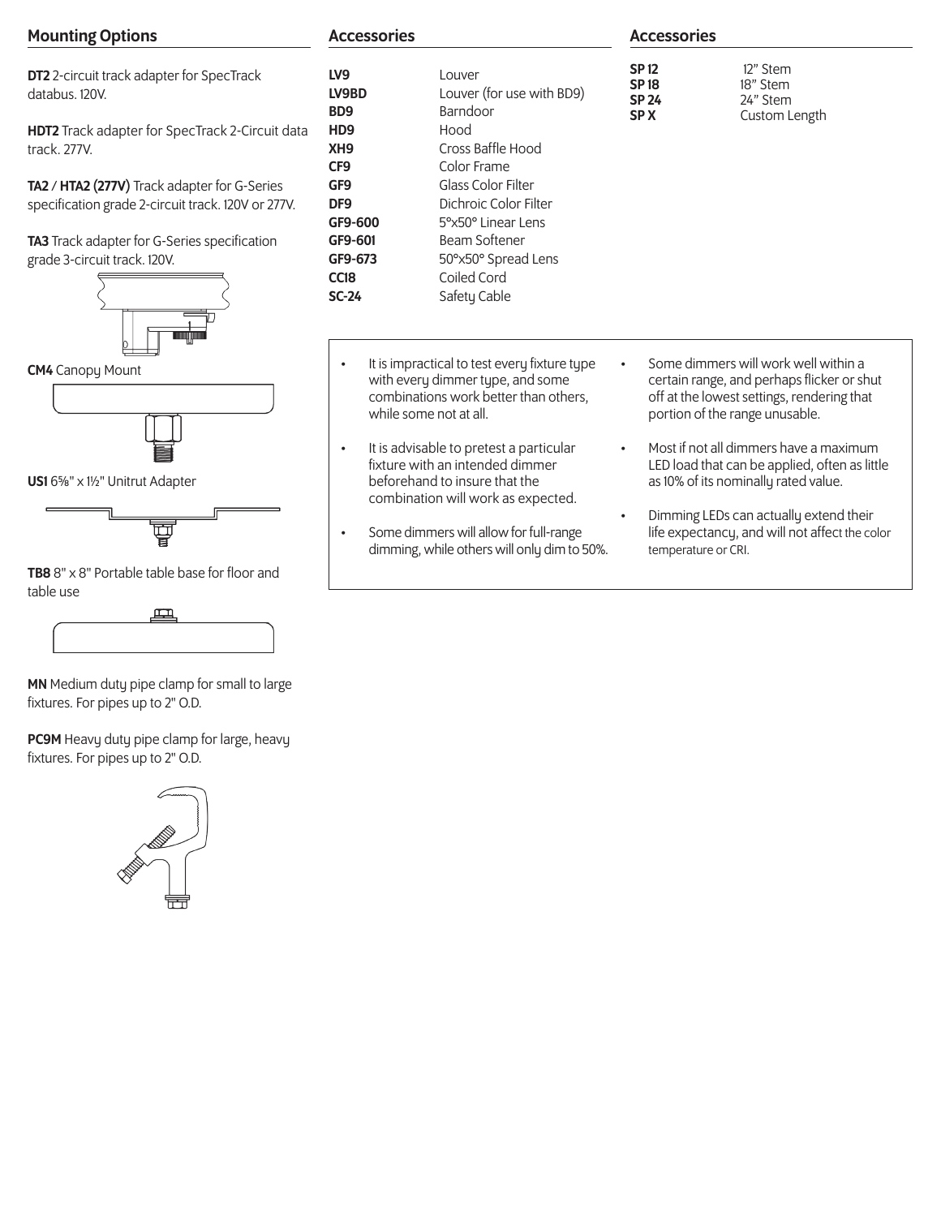## Mounting Options

**DT2** 2-circuit track adapter for SpecTrack databus. 120V.

**HDT2** Track adapter for SpecTrack 2-Circuit data track. 277V.

**TA2** / **HTA2 (277V)** Track adapter for G-Series specification grade 2-circuit track. 120V or 277V.

**TA3** Track adapter for G-Series specification grade 3-circuit track. 120V.

**CM4** Canopy Mount

**US1** 6⅝" x 1½" Unitrut Adapter

**TB8** 8" x 8" Portable table base for floor and table use

**MN** Medium duty pipe clamp for small to large fixtures. For pipes up to 2" O.D.

**PC9M** Heavy duty pipe clamp for large, heavy fixtures. For pipes up to 2" O.D.

## Accessories

| | |
|---|---|
| **LV9** | Louver |
| **LV9BD** | Louver (for use with BD9) |
| **BD9** | Barndoor |
| **HD9** | Hood |
| **XH9** | Cross Baffle Hood |
| **CF9** | Color Frame |
| **GF9** | Glass Color Filter |
| **DF9** | Dichroic Color Filter |
| **GF9-600** | 5°x50° Linear Lens |
| **GF9-601** | Beam Softener |
| **GF9-673** | 50°x50° Spread Lens |
| **CC18** | Coiled Cord |
| **SC-24** | Safety Cable |

## Accessories

| | |
|---|---|
| **SP 12** | 12" Stem |
| **SP 18** | 18" Stem |
| **SP 24** | 24" Stem |
| **SP X** | Custom Length |

- It is impractical to test every fixture type with every dimmer type, and some combinations work better than others, while some not at all.
- It is advisable to pretest a particular fixture with an intended dimmer beforehand to insure that the combination will work as expected.
- Some dimmers will allow for full-range dimming, while others will only dim to 50%.
- Some dimmers will work well within a certain range, and perhaps flicker or shut off at the lowest settings, rendering that portion of the range unusable.
- Most if not all dimmers have a maximum LED load that can be applied, often as little as 10% of its nominally rated value.
- Dimming LEDs can actually extend their life expectancy, and will not affect the color temperature or CRI.